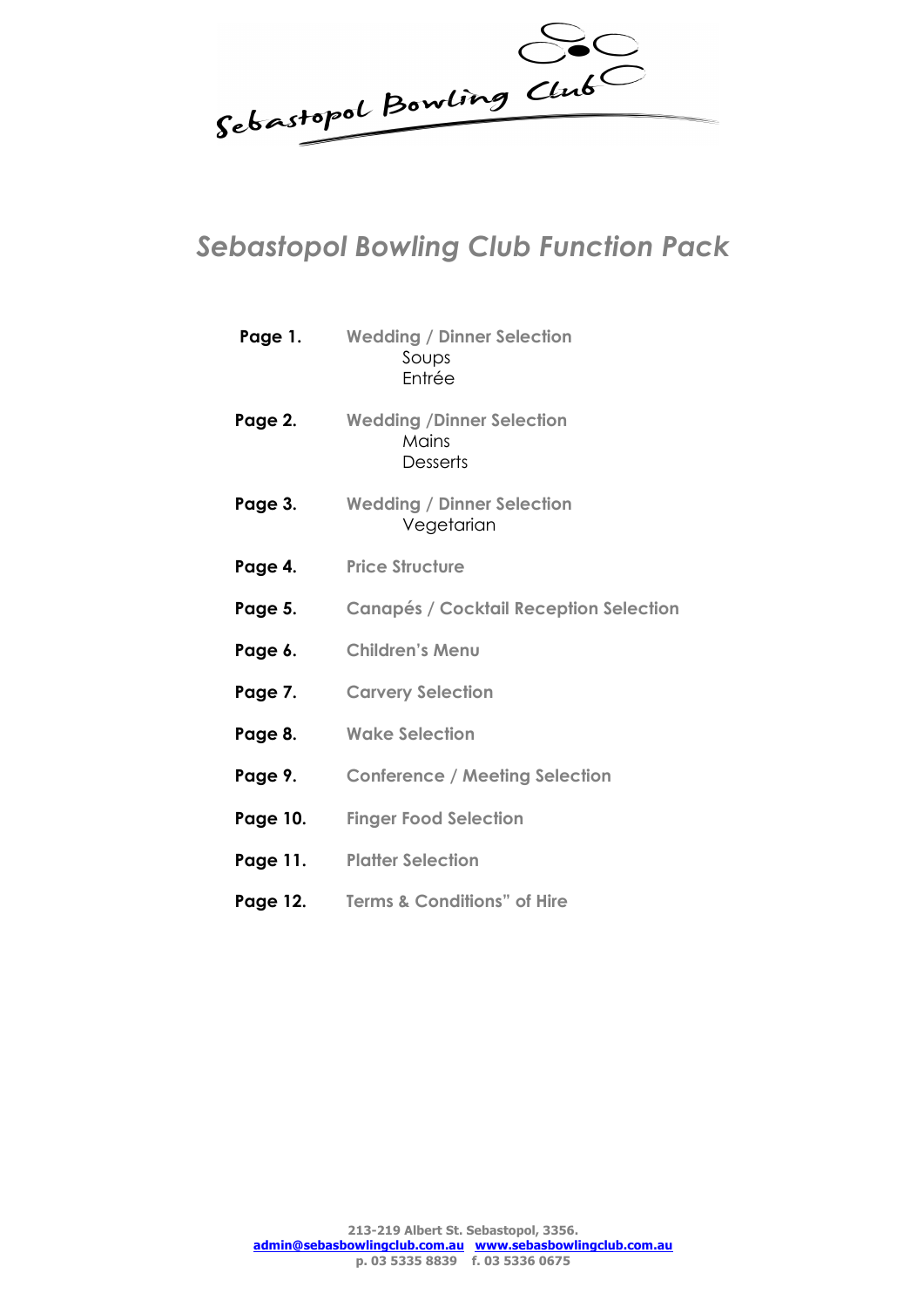Sebastopol Bowling Club

# Sebastopol Bowling Club Function Pack

| | |
|---|---|
| **Page 1.** | **Wedding / Dinner Selection**<br>Soups<br>Entrée |
| **Page 2.** | **Wedding /Dinner Selection**<br>Mains<br>Desserts |
| **Page 3.** | **Wedding / Dinner Selection**<br>Vegetarian |
| **Page 4.** | **Price Structure** |
| **Page 5.** | **Canapés / Cocktail Reception Selection** |
| **Page 6.** | **Children's Menu** |
| **Page 7.** | **Carvery Selection** |
| **Page 8.** | **Wake Selection** |
| **Page 9.** | **Conference / Meeting Selection** |
| **Page 10.** | **Finger Food Selection** |
| **Page 11.** | **Platter Selection** |
| **Page 12.** | **Terms & Conditions" of Hire** |

**213-219 Albert St. Sebastopol, 3356.**
**admin@sebasbowlingclub.com.au www.sebasbowlingclub.com.au**
**p. 03 5335 8839 f. 03 5336 0675**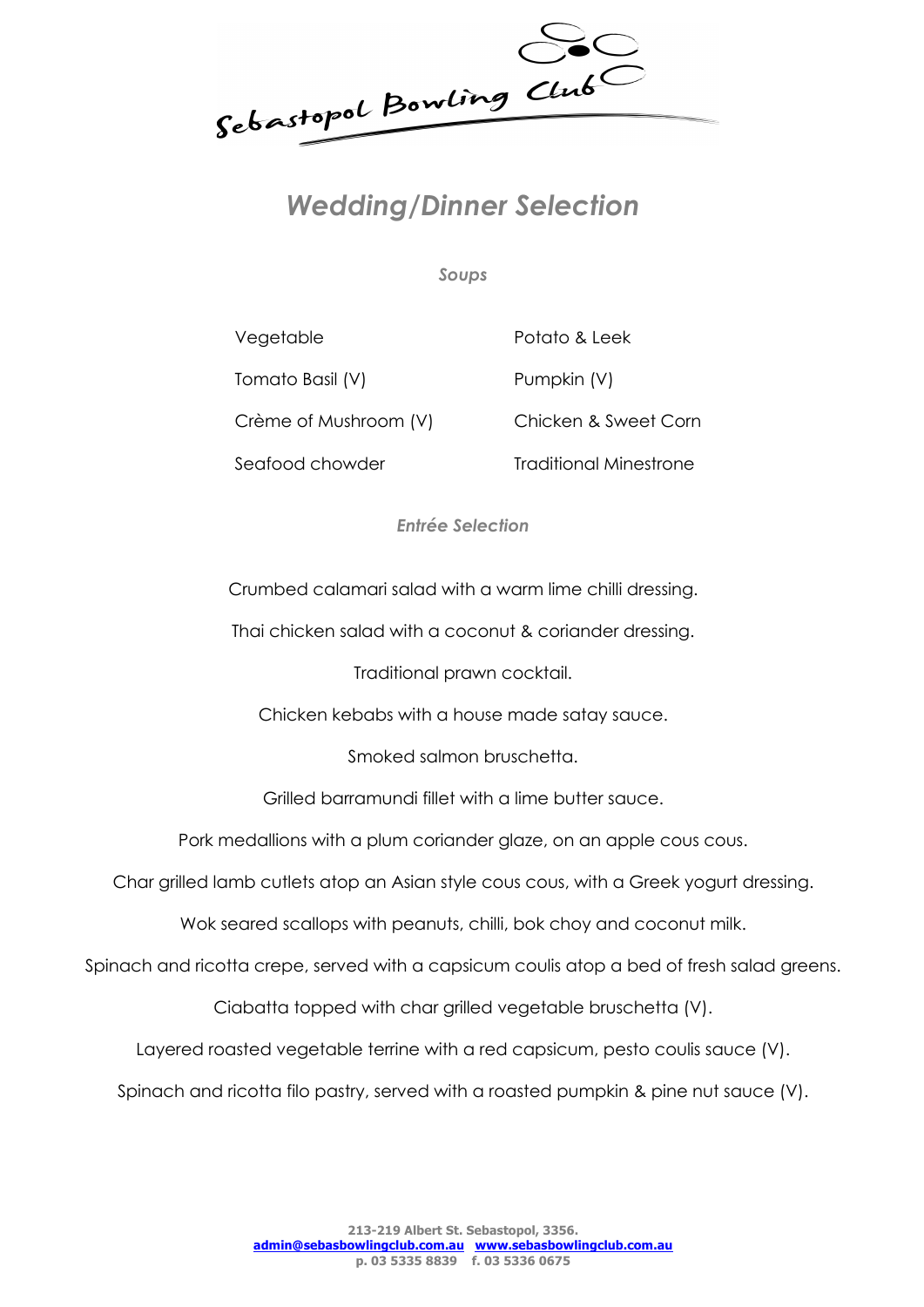Sebastopol Bowling Club

# *Wedding/Dinner Selection*

## *Soups*

| | |
|---|---|
| Vegetable | Potato & Leek |
| Tomato Basil (V) | Pumpkin (V) |
| Crème of Mushroom (V) | Chicken & Sweet Corn |
| Seafood chowder | Traditional Minestrone |

## *Entrée Selection*

Crumbed calamari salad with a warm lime chilli dressing.

Thai chicken salad with a coconut & coriander dressing.

Traditional prawn cocktail.

Chicken kebabs with a house made satay sauce.

Smoked salmon bruschetta.

Grilled barramundi fillet with a lime butter sauce.

Pork medallions with a plum coriander glaze, on an apple cous cous.

Char grilled lamb cutlets atop an Asian style cous cous, with a Greek yogurt dressing.

Wok seared scallops with peanuts, chilli, bok choy and coconut milk.

Spinach and ricotta crepe, served with a capsicum coulis atop a bed of fresh salad greens.

Ciabatta topped with char grilled vegetable bruschetta (V).

Layered roasted vegetable terrine with a red capsicum, pesto coulis sauce (V).

Spinach and ricotta filo pastry, served with a roasted pumpkin & pine nut sauce (V).

**213-219 Albert St. Sebastopol, 3356.**
**admin@sebasbowlingclub.com.au www.sebasbowlingclub.com.au**
**p. 03 5335 8839 f. 03 5336 0675**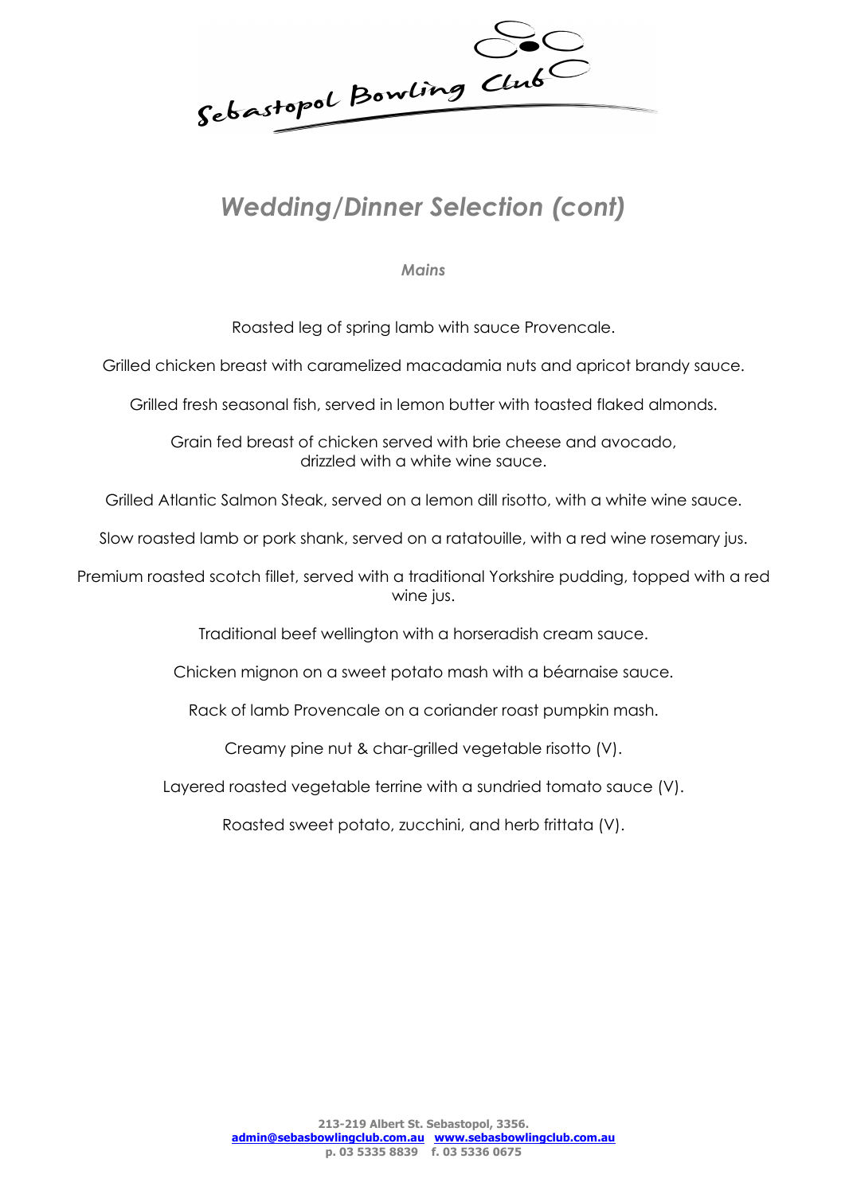# Wedding/Dinner Selection (cont)

## *Mains*

Roasted leg of spring lamb with sauce Provencale.

Grilled chicken breast with caramelized macadamia nuts and apricot brandy sauce.

Grilled fresh seasonal fish, served in lemon butter with toasted flaked almonds.

Grain fed breast of chicken served with brie cheese and avocado, drizzled with a white wine sauce.

Grilled Atlantic Salmon Steak, served on a lemon dill risotto, with a white wine sauce.

Slow roasted lamb or pork shank, served on a ratatouille, with a red wine rosemary jus.

Premium roasted scotch fillet, served with a traditional Yorkshire pudding, topped with a red wine jus.

Traditional beef wellington with a horseradish cream sauce.

Chicken mignon on a sweet potato mash with a béarnaise sauce.

Rack of lamb Provencale on a coriander roast pumpkin mash.

Creamy pine nut & char-grilled vegetable risotto (V).

Layered roasted vegetable terrine with a sundried tomato sauce (V).

Roasted sweet potato, zucchini, and herb frittata (V).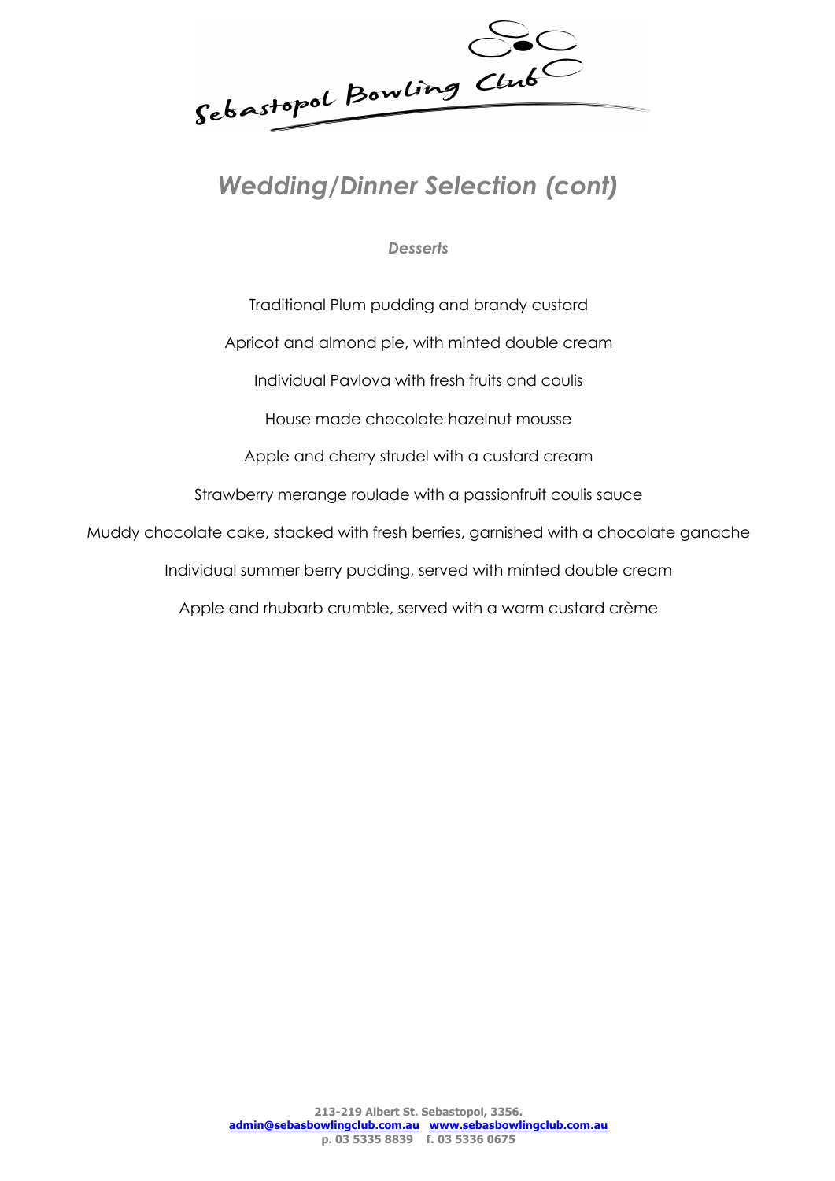# *Wedding/Dinner Selection (cont)*

### *Desserts*

Traditional Plum pudding and brandy custard

Apricot and almond pie, with minted double cream

Individual Pavlova with fresh fruits and coulis

House made chocolate hazelnut mousse

Apple and cherry strudel with a custard cream

Strawberry merange roulade with a passionfruit coulis sauce

Muddy chocolate cake, stacked with fresh berries, garnished with a chocolate ganache

Individual summer berry pudding, served with minted double cream

Apple and rhubarb crumble, served with a warm custard crème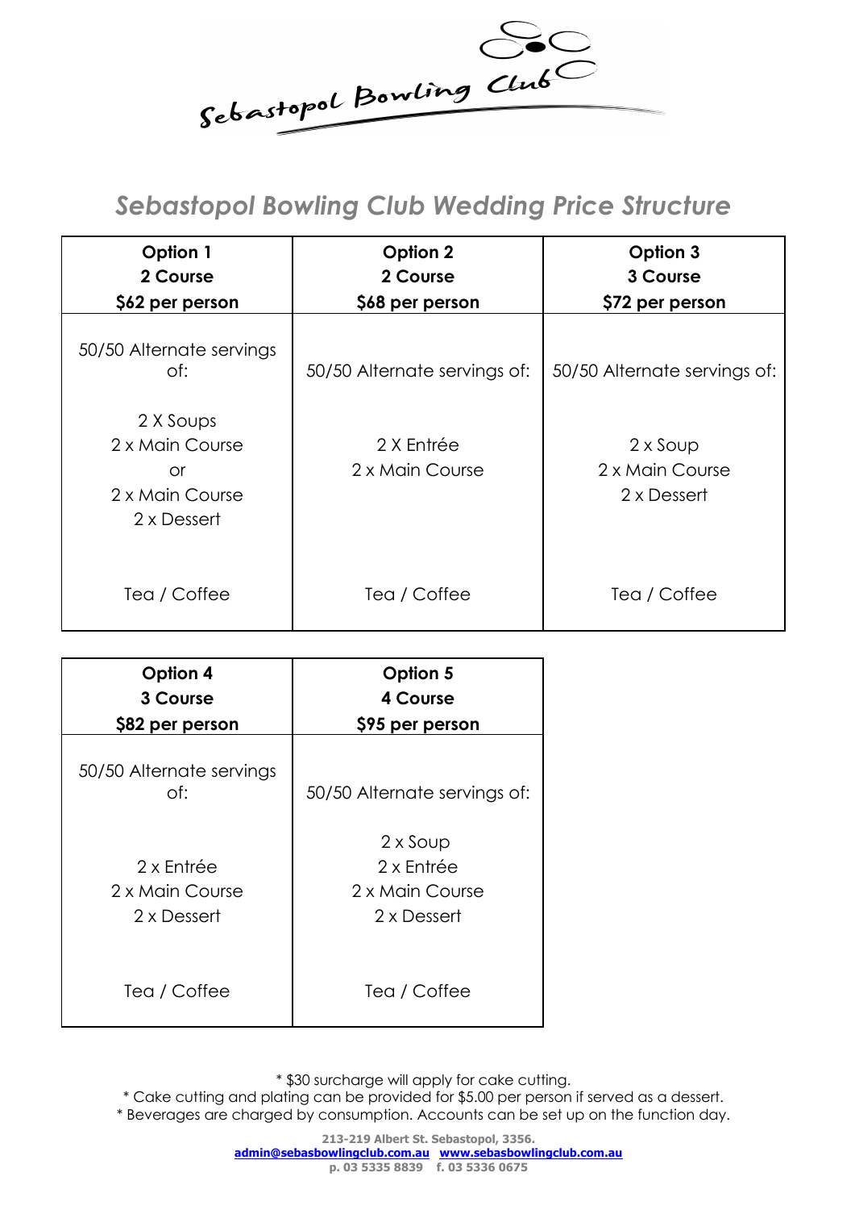Sebastopol Bowling Club

## *Sebastopol Bowling Club Wedding Price Structure*

| **Option 1**<br>**2 Course**<br>**$62 per person** | **Option 2**<br>**2 Course**<br>**$68 per person** | **Option 3**<br>**3 Course**<br>**$72 per person** |
|---|---|---|
| 50/50 Alternate servings of:<br><br>2 X Soups<br>2 x Main Course<br>or<br>2 x Main Course<br>2 x Dessert<br><br>Tea / Coffee | 50/50 Alternate servings of:<br><br>2 X Entrée<br>2 x Main Course<br><br>Tea / Coffee | 50/50 Alternate servings of:<br><br>2 x Soup<br>2 x Main Course<br>2 x Dessert<br><br>Tea / Coffee |

| **Option 4**<br>**3 Course**<br>**$82 per person** | **Option 5**<br>**4 Course**<br>**$95 per person** |
|---|---|
| 50/50 Alternate servings of:<br><br>2 x Entrée<br>2 x Main Course<br>2 x Dessert<br><br>Tea / Coffee | 50/50 Alternate servings of:<br><br>2 x Soup<br>2 x Entrée<br>2 x Main Course<br>2 x Dessert<br><br>Tea / Coffee |

* $30 surcharge will apply for cake cutting.
* Cake cutting and plating can be provided for $5.00 per person if served as a dessert.
* Beverages are charged by consumption. Accounts can be set up on the function day.

**213-219 Albert St. Sebastopol, 3356.**
**admin@sebasbowlingclub.com.au www.sebasbowlingclub.com.au**
**p. 03 5335 8839 f. 03 5336 0675**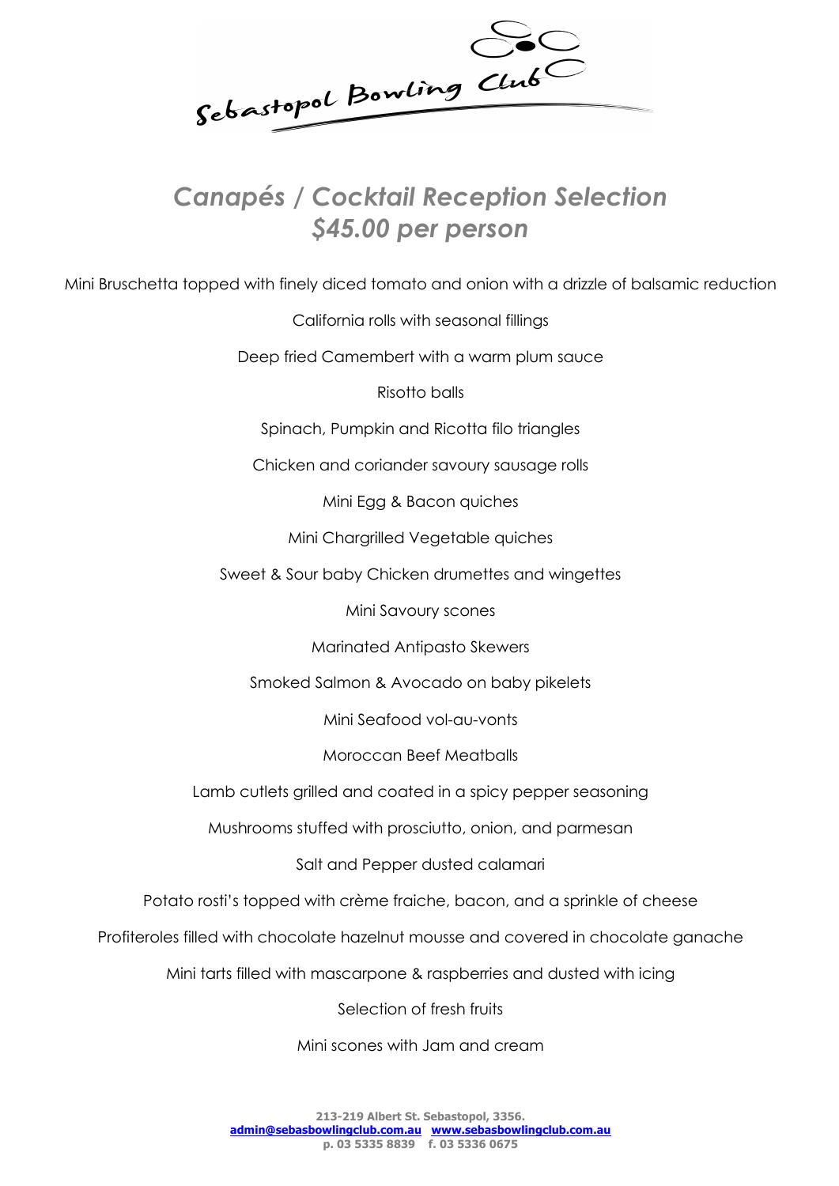Sebastopol Bowling Club

# *Canapés / Cocktail Reception Selection*
# *$45.00 per person*

Mini Bruschetta topped with finely diced tomato and onion with a drizzle of balsamic reduction

California rolls with seasonal fillings

Deep fried Camembert with a warm plum sauce

Risotto balls

Spinach, Pumpkin and Ricotta filo triangles

Chicken and coriander savoury sausage rolls

Mini Egg & Bacon quiches

Mini Chargrilled Vegetable quiches

Sweet & Sour baby Chicken drumettes and wingettes

Mini Savoury scones

Marinated Antipasto Skewers

Smoked Salmon & Avocado on baby pikelets

Mini Seafood vol-au-vonts

Moroccan Beef Meatballs

Lamb cutlets grilled and coated in a spicy pepper seasoning

Mushrooms stuffed with prosciutto, onion, and parmesan

Salt and Pepper dusted calamari

Potato rosti's topped with crème fraiche, bacon, and a sprinkle of cheese

Profiteroles filled with chocolate hazelnut mousse and covered in chocolate ganache

Mini tarts filled with mascarpone & raspberries and dusted with icing

Selection of fresh fruits

Mini scones with Jam and cream

**213-219 Albert St. Sebastopol, 3356.**
**admin@sebasbowlingclub.com.au www.sebasbowlingclub.com.au**
**p. 03 5335 8839 f. 03 5336 0675**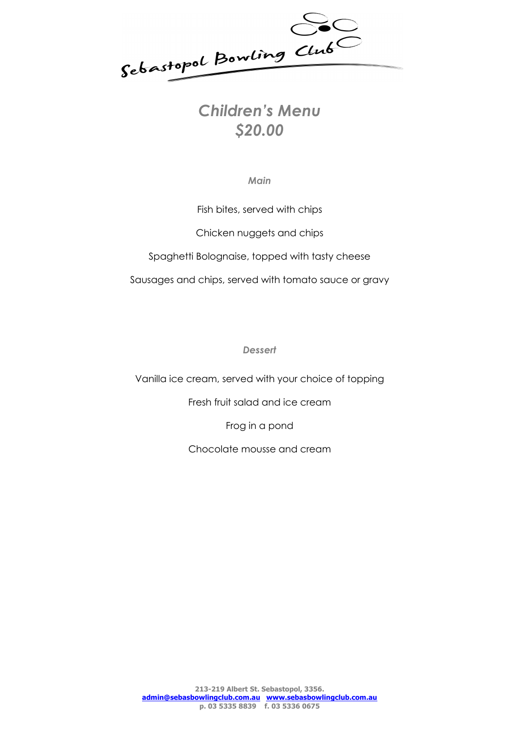Sebastopol Bowling Club

# *Children's Menu*
# *$20.00*

### *Main*

Fish bites, served with chips

Chicken nuggets and chips

Spaghetti Bolognaise, topped with tasty cheese

Sausages and chips, served with tomato sauce or gravy

### *Dessert*

Vanilla ice cream, served with your choice of topping

Fresh fruit salad and ice cream

Frog in a pond

Chocolate mousse and cream

**213-219 Albert St. Sebastopol, 3356.**
**admin@sebasbowlingclub.com.au www.sebasbowlingclub.com.au**
**p. 03 5335 8839 f. 03 5336 0675**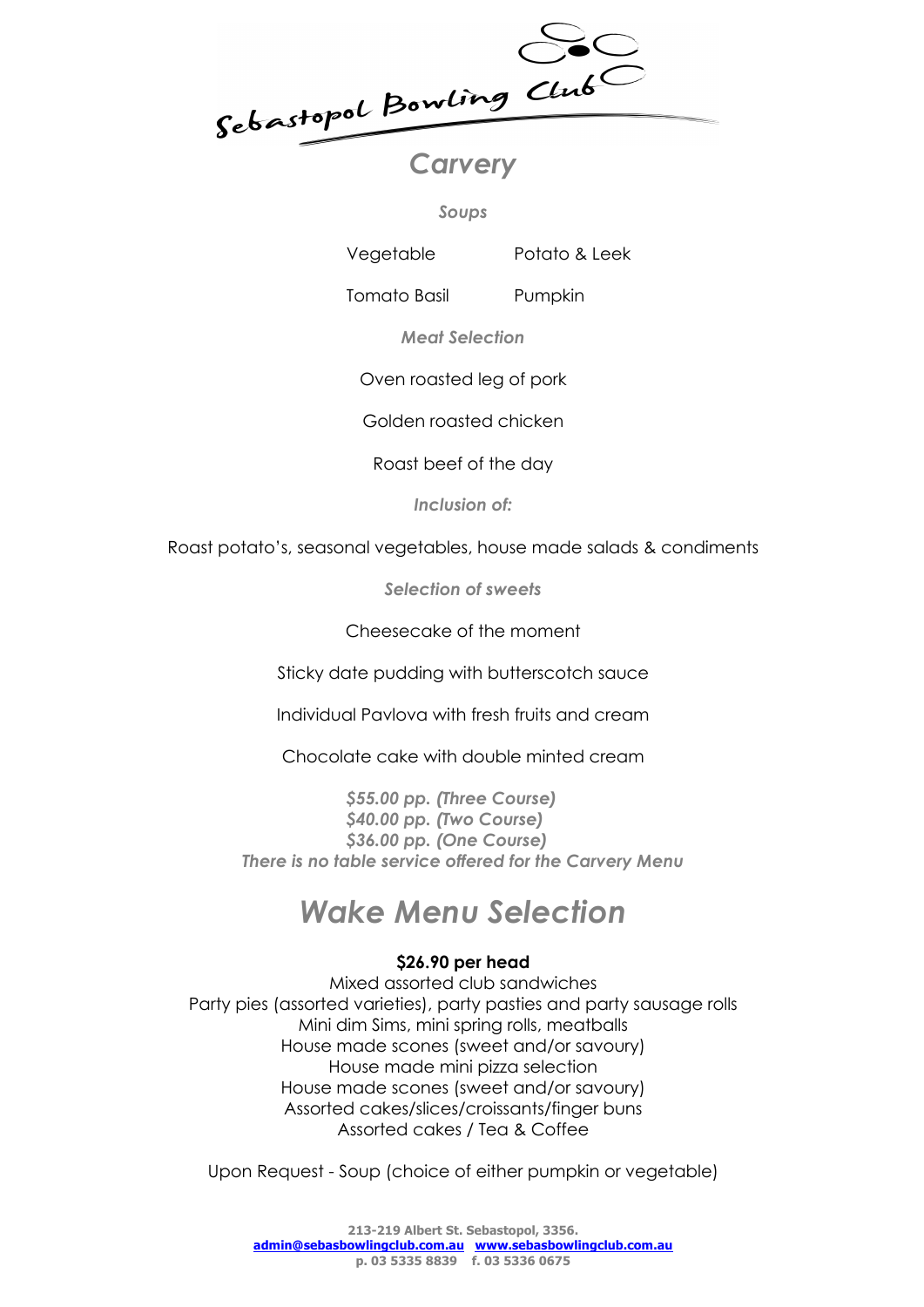Sebastopol Bowling Club

# Carvery

### *Soups*

Vegetable | Potato & Leek

Tomato Basil | Pumpkin

### *Meat Selection*

Oven roasted leg of pork

Golden roasted chicken

Roast beef of the day

### *Inclusion of:*

Roast potato's, seasonal vegetables, house made salads & condiments

### *Selection of sweets*

Cheesecake of the moment

Sticky date pudding with butterscotch sauce

Individual Pavlova with fresh fruits and cream

Chocolate cake with double minted cream

*$55.00 pp. (Three Course)*
*$40.00 pp. (Two Course)*
*$36.00 pp. (One Course)*
*There is no table service offered for the Carvery Menu*

# *Wake Menu Selection*

**$26.90 per head**

Mixed assorted club sandwiches
Party pies (assorted varieties), party pasties and party sausage rolls
Mini dim Sims, mini spring rolls, meatballs
House made scones (sweet and/or savoury)
House made mini pizza selection
House made scones (sweet and/or savoury)
Assorted cakes/slices/croissants/finger buns
Assorted cakes / Tea & Coffee

Upon Request - Soup (choice of either pumpkin or vegetable)

213-219 Albert St. Sebastopol, 3356.
admin@sebasbowlingclub.com.au www.sebasbowlingclub.com.au
p. 03 5335 8839 f. 03 5336 0675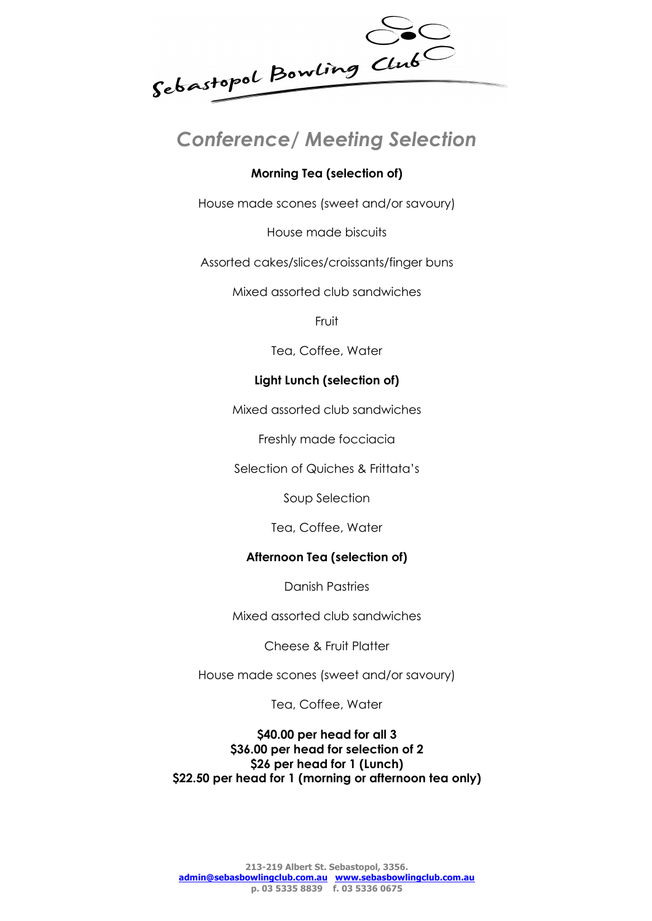Sebastopol Bowling Club

# *Conference/ Meeting Selection*

**Morning Tea (selection of)**

House made scones (sweet and/or savoury)

House made biscuits

Assorted cakes/slices/croissants/finger buns

Mixed assorted club sandwiches

Fruit

Tea, Coffee, Water

**Light Lunch (selection of)**

Mixed assorted club sandwiches

Freshly made focciacia

Selection of Quiches & Frittata's

Soup Selection

Tea, Coffee, Water

**Afternoon Tea (selection of)**

Danish Pastries

Mixed assorted club sandwiches

Cheese & Fruit Platter

House made scones (sweet and/or savoury)

Tea, Coffee, Water

**$40.00 per head for all 3**
**$36.00 per head for selection of 2**
**$26 per head for 1 (Lunch)**
**$22.50 per head for 1 (morning or afternoon tea only)**

213-219 Albert St. Sebastopol, 3356.
admin@sebasbowlingclub.com.au www.sebasbowlingclub.com.au
p. 03 5335 8839 f. 03 5336 0675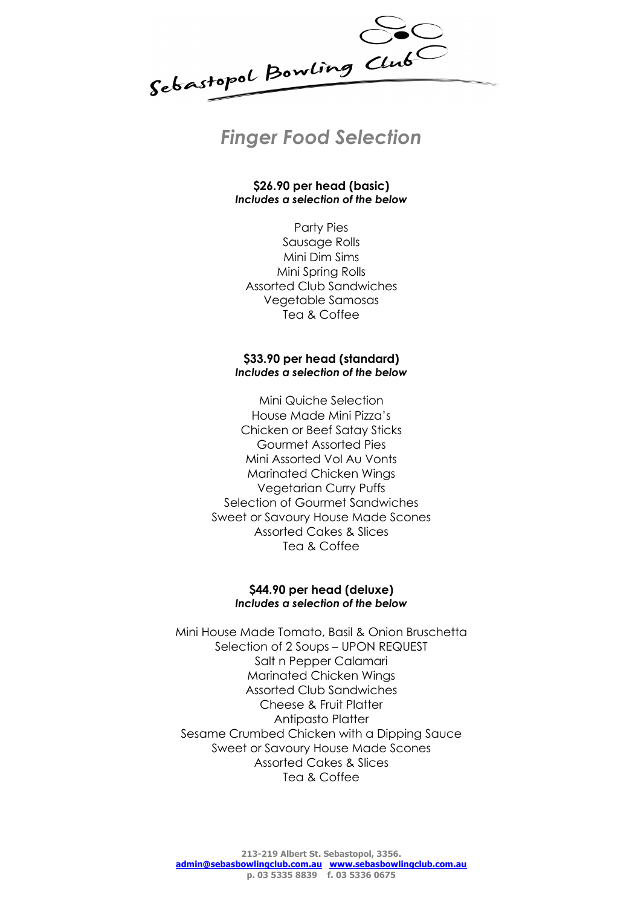Sebastopol Bowling Club

# Finger Food Selection

**$26.90 per head (basic)**
***Includes a selection of the below***

Party Pies
Sausage Rolls
Mini Dim Sims
Mini Spring Rolls
Assorted Club Sandwiches
Vegetable Samosas
Tea & Coffee

**$33.90 per head (standard)**
***Includes a selection of the below***

Mini Quiche Selection
House Made Mini Pizza's
Chicken or Beef Satay Sticks
Gourmet Assorted Pies
Mini Assorted Vol Au Vonts
Marinated Chicken Wings
Vegetarian Curry Puffs
Selection of Gourmet Sandwiches
Sweet or Savoury House Made Scones
Assorted Cakes & Slices
Tea & Coffee

**$44.90 per head (deluxe)**
***Includes a selection of the below***

Mini House Made Tomato, Basil & Onion Bruschetta
Selection of 2 Soups – UPON REQUEST
Salt n Pepper Calamari
Marinated Chicken Wings
Assorted Club Sandwiches
Cheese & Fruit Platter
Antipasto Platter
Sesame Crumbed Chicken with a Dipping Sauce
Sweet or Savoury House Made Scones
Assorted Cakes & Slices
Tea & Coffee

**213-219 Albert St. Sebastopol, 3356.**
**admin@sebasbowlingclub.com.au www.sebasbowlingclub.com.au**
**p. 03 5335 8839 f. 03 5336 0675**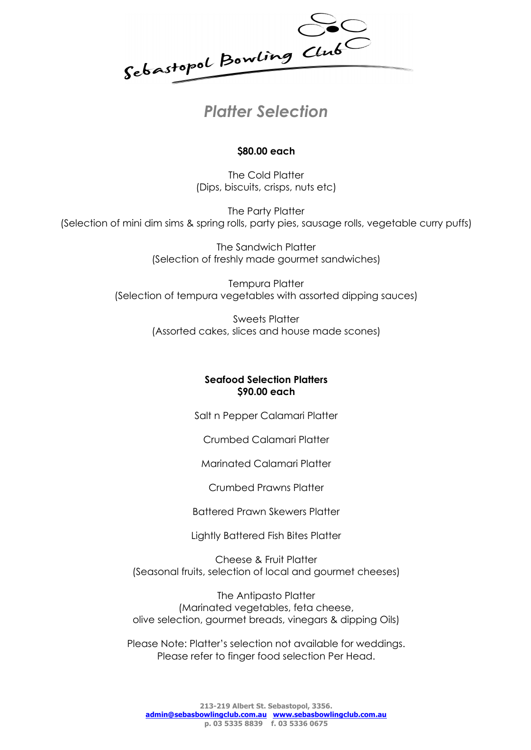Sebastopol Bowling Club

# *Platter Selection*

**$80.00 each**

The Cold Platter
(Dips, biscuits, crisps, nuts etc)

The Party Platter
(Selection of mini dim sims & spring rolls, party pies, sausage rolls, vegetable curry puffs)

The Sandwich Platter
(Selection of freshly made gourmet sandwiches)

Tempura Platter
(Selection of tempura vegetables with assorted dipping sauces)

Sweets Platter
(Assorted cakes, slices and house made scones)

**Seafood Selection Platters**
**$90.00 each**

Salt n Pepper Calamari Platter

Crumbed Calamari Platter

Marinated Calamari Platter

Crumbed Prawns Platter

Battered Prawn Skewers Platter

Lightly Battered Fish Bites Platter

Cheese & Fruit Platter
(Seasonal fruits, selection of local and gourmet cheeses)

The Antipasto Platter
(Marinated vegetables, feta cheese,
olive selection, gourmet breads, vinegars & dipping Oils)

Please Note: Platter's selection not available for weddings.
Please refer to finger food selection Per Head.

**213-219 Albert St. Sebastopol, 3356.**
**admin@sebasbowlingclub.com.au www.sebasbowlingclub.com.au**
**p. 03 5335 8839 f. 03 5336 0675**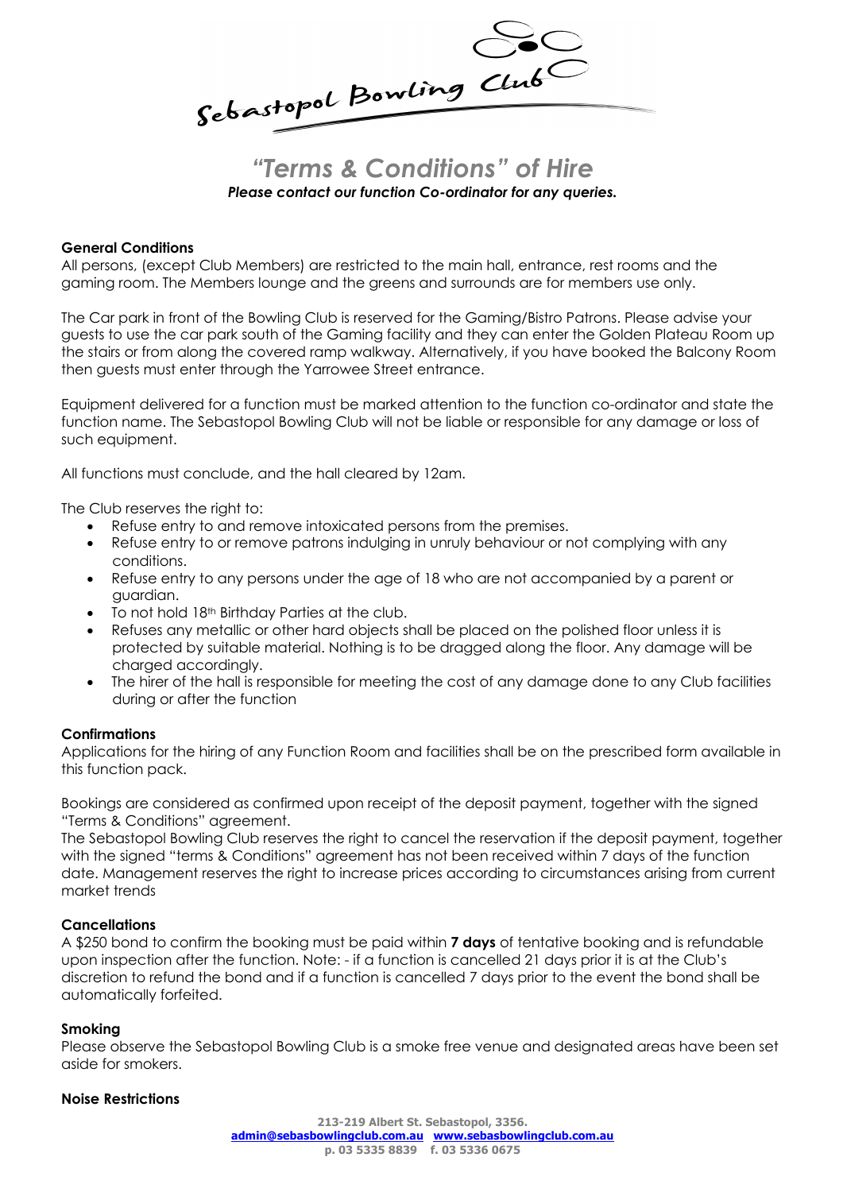Sebastopol Bowling Club

# *"Terms & Conditions" of Hire*

***Please contact our function Co-ordinator for any queries.***

**General Conditions**

All persons, (except Club Members) are restricted to the main hall, entrance, rest rooms and the gaming room. The Members lounge and the greens and surrounds are for members use only.

The Car park in front of the Bowling Club is reserved for the Gaming/Bistro Patrons. Please advise your guests to use the car park south of the Gaming facility and they can enter the Golden Plateau Room up the stairs or from along the covered ramp walkway. Alternatively, if you have booked the Balcony Room then guests must enter through the Yarrowee Street entrance.

Equipment delivered for a function must be marked attention to the function co-ordinator and state the function name. The Sebastopol Bowling Club will not be liable or responsible for any damage or loss of such equipment.

All functions must conclude, and the hall cleared by 12am.

The Club reserves the right to:

- Refuse entry to and remove intoxicated persons from the premises.
- Refuse entry to or remove patrons indulging in unruly behaviour or not complying with any conditions.
- Refuse entry to any persons under the age of 18 who are not accompanied by a parent or guardian.
- To not hold 18th Birthday Parties at the club.
- Refuses any metallic or other hard objects shall be placed on the polished floor unless it is protected by suitable material. Nothing is to be dragged along the floor. Any damage will be charged accordingly.
- The hirer of the hall is responsible for meeting the cost of any damage done to any Club facilities during or after the function

**Confirmations**

Applications for the hiring of any Function Room and facilities shall be on the prescribed form available in this function pack.

Bookings are considered as confirmed upon receipt of the deposit payment, together with the signed "Terms & Conditions" agreement.
The Sebastopol Bowling Club reserves the right to cancel the reservation if the deposit payment, together with the signed "terms & Conditions" agreement has not been received within 7 days of the function date. Management reserves the right to increase prices according to circumstances arising from current market trends

**Cancellations**

A $250 bond to confirm the booking must be paid within **7 days** of tentative booking and is refundable upon inspection after the function. Note: - if a function is cancelled 21 days prior it is at the Club's discretion to refund the bond and if a function is cancelled 7 days prior to the event the bond shall be automatically forfeited.

**Smoking**

Please observe the Sebastopol Bowling Club is a smoke free venue and designated areas have been set aside for smokers.

**Noise Restrictions**

213-219 Albert St. Sebastopol, 3356.
admin@sebasbowlingclub.com.au www.sebasbowlingclub.com.au
p. 03 5335 8839 f. 03 5336 0675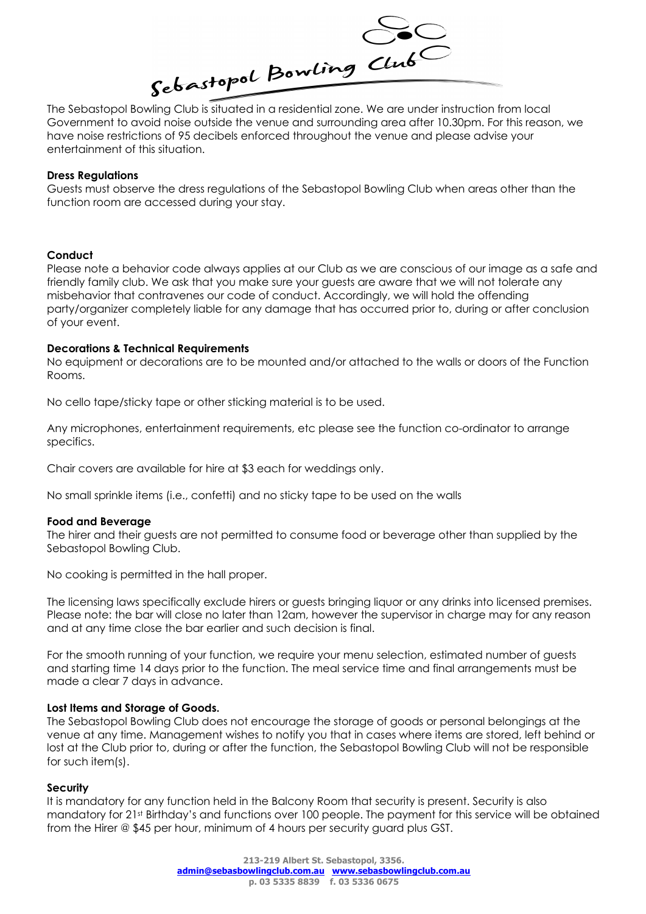Sebastopol Bowling Club

The Sebastopol Bowling Club is situated in a residential zone. We are under instruction from local Government to avoid noise outside the venue and surrounding area after 10.30pm. For this reason, we have noise restrictions of 95 decibels enforced throughout the venue and please advise your entertainment of this situation.

**Dress Regulations**
Guests must observe the dress regulations of the Sebastopol Bowling Club when areas other than the function room are accessed during your stay.

**Conduct**
Please note a behavior code always applies at our Club as we are conscious of our image as a safe and friendly family club. We ask that you make sure your guests are aware that we will not tolerate any misbehavior that contravenes our code of conduct. Accordingly, we will hold the offending party/organizer completely liable for any damage that has occurred prior to, during or after conclusion of your event.

**Decorations & Technical Requirements**
No equipment or decorations are to be mounted and/or attached to the walls or doors of the Function Rooms.

No cello tape/sticky tape or other sticking material is to be used.

Any microphones, entertainment requirements, etc please see the function co-ordinator to arrange specifics.

Chair covers are available for hire at $3 each for weddings only.

No small sprinkle items (i.e., confetti) and no sticky tape to be used on the walls

**Food and Beverage**
The hirer and their guests are not permitted to consume food or beverage other than supplied by the Sebastopol Bowling Club.

No cooking is permitted in the hall proper.

The licensing laws specifically exclude hirers or guests bringing liquor or any drinks into licensed premises. Please note: the bar will close no later than 12am, however the supervisor in charge may for any reason and at any time close the bar earlier and such decision is final.

For the smooth running of your function, we require your menu selection, estimated number of guests and starting time 14 days prior to the function. The meal service time and final arrangements must be made a clear 7 days in advance.

**Lost Items and Storage of Goods.**
The Sebastopol Bowling Club does not encourage the storage of goods or personal belongings at the venue at any time. Management wishes to notify you that in cases where items are stored, left behind or lost at the Club prior to, during or after the function, the Sebastopol Bowling Club will not be responsible for such item(s).

**Security**
It is mandatory for any function held in the Balcony Room that security is present. Security is also mandatory for 21st Birthday's and functions over 100 people. The payment for this service will be obtained from the Hirer @ $45 per hour, minimum of 4 hours per security guard plus GST.

213-219 Albert St. Sebastopol, 3356.
admin@sebasbowlingclub.com.au www.sebasbowlingclub.com.au
p. 03 5335 8839 f. 03 5336 0675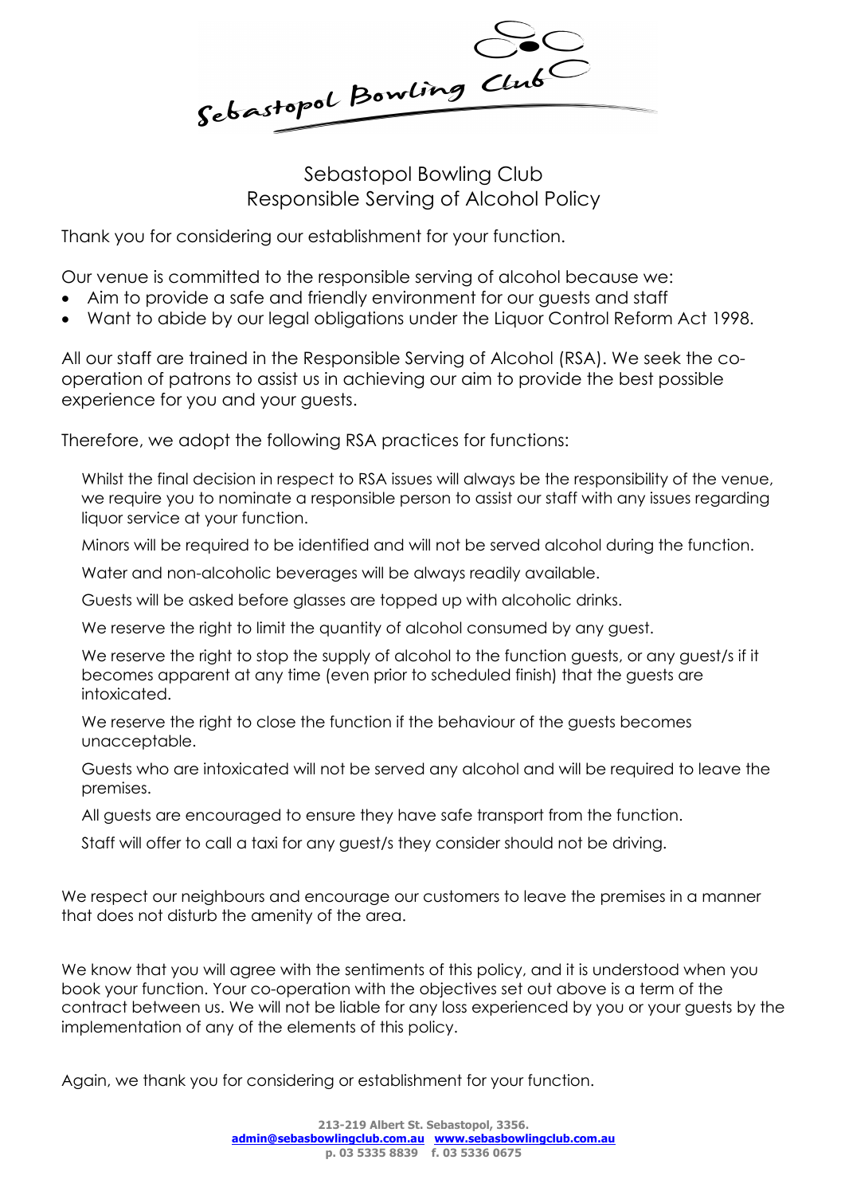Sebastopol Bowling Club

# Sebastopol Bowling Club
## Responsible Serving of Alcohol Policy

Thank you for considering our establishment for your function.

Our venue is committed to the responsible serving of alcohol because we:

- Aim to provide a safe and friendly environment for our guests and staff
- Want to abide by our legal obligations under the Liquor Control Reform Act 1998.

All our staff are trained in the Responsible Serving of Alcohol (RSA). We seek the co-operation of patrons to assist us in achieving our aim to provide the best possible experience for you and your guests.

Therefore, we adopt the following RSA practices for functions:

Whilst the final decision in respect to RSA issues will always be the responsibility of the venue, we require you to nominate a responsible person to assist our staff with any issues regarding liquor service at your function.

Minors will be required to be identified and will not be served alcohol during the function.

Water and non-alcoholic beverages will be always readily available.

Guests will be asked before glasses are topped up with alcoholic drinks.

We reserve the right to limit the quantity of alcohol consumed by any guest.

We reserve the right to stop the supply of alcohol to the function guests, or any guest/s if it becomes apparent at any time (even prior to scheduled finish) that the guests are intoxicated.

We reserve the right to close the function if the behaviour of the guests becomes unacceptable.

Guests who are intoxicated will not be served any alcohol and will be required to leave the premises.

All guests are encouraged to ensure they have safe transport from the function.

Staff will offer to call a taxi for any guest/s they consider should not be driving.

We respect our neighbours and encourage our customers to leave the premises in a manner that does not disturb the amenity of the area.

We know that you will agree with the sentiments of this policy, and it is understood when you book your function. Your co-operation with the objectives set out above is a term of the contract between us. We will not be liable for any loss experienced by you or your guests by the implementation of any of the elements of this policy.

Again, we thank you for considering or establishment for your function.

**213-219 Albert St. Sebastopol, 3356.**
**admin@sebasbowlingclub.com.au www.sebasbowlingclub.com.au**
**p. 03 5335 8839 f. 03 5336 0675**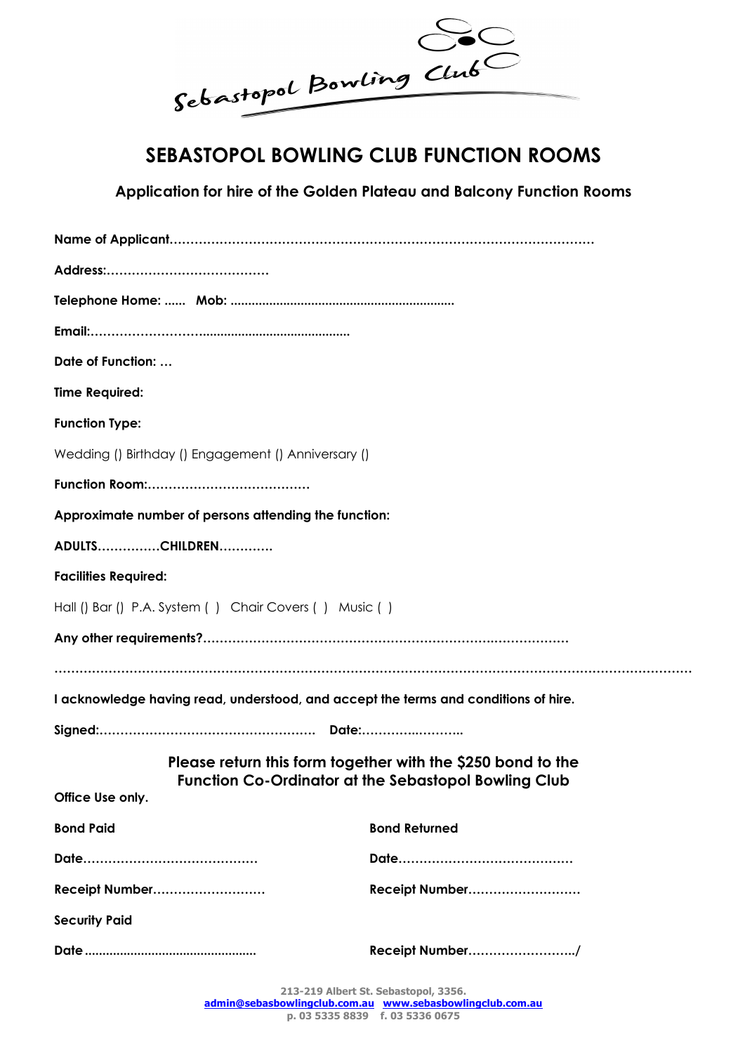Sebastopol Bowling Club

# SEBASTOPOL BOWLING CLUB FUNCTION ROOMS

### Application for hire of the Golden Plateau and Balcony Function Rooms

**Name of Applicant**……………………………………………………………………………………………

**Address:**…………………………………

**Telephone Home:** ...... **Mob:** ...............................................................

**Email:**……………………….........................................................

**Date of Function:** …

**Time Required:**

**Function Type:**

Wedding () Birthday () Engagement () Anniversary ()

**Function Room:**…………………………………

**Approximate number of persons attending the function:**

**ADULTS**……………**CHILDREN**…………

**Facilities Required:**

Hall () Bar () P.A. System ( ) Chair Covers ( ) Music ( )

**Any other requirements?**……………………………………………………………………………

……………………………………………………………………………………………………………………………………

**I acknowledge having read, understood, and accept the terms and conditions of hire.**

**Signed:**……………………………………………… **Date:**………………………..

**Please return this form together with the $250 bond to the Function Co-Ordinator at the Sebastopol Bowling Club**

**Office Use only.**

| | |
|---|---|
| **Bond Paid** | **Bond Returned** |
| **Date**…………………………………… | **Date**…………………………………… |
| **Receipt Number**……………………… | **Receipt Number**……………………… |
| **Security Paid** | |
| **Date** ............................................... | **Receipt Number**……………………../ |

213-219 Albert St. Sebastopol, 3356.
admin@sebasbowlingclub.com.au www.sebasbowlingclub.com.au
p. 03 5335 8839 f. 03 5336 0675